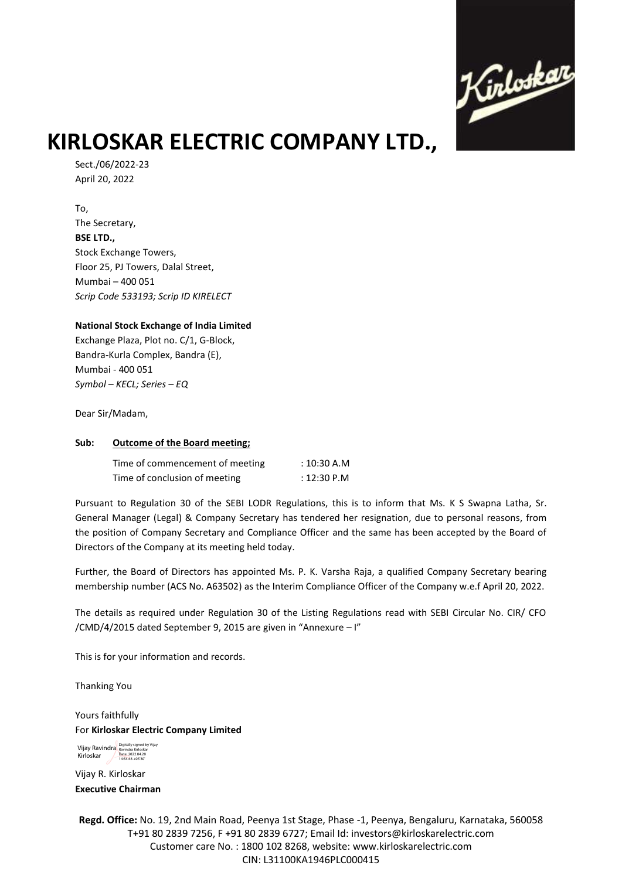# KIRLOSKAR ELECTRIC COMPANY LTD.,

Sect./06/2022-23
April 20, 2022

To,
The Secretary,
**BSE LTD.,**
Stock Exchange Towers,
Floor 25, PJ Towers, Dalal Street,
Mumbai – 400 051
*Scrip Code 533193; Scrip ID KIRELECT*

**National Stock Exchange of India Limited**
Exchange Plaza, Plot no. C/1, G-Block,
Bandra-Kurla Complex, Bandra (E),
Mumbai - 400 051
*Symbol – KECL; Series – EQ*

Dear Sir/Madam,

**Sub: Outcome of the Board meeting;**

| | |
|---|---|
| Time of commencement of meeting | : 10:30 A.M |
| Time of conclusion of meeting | : 12:30 P.M |

Pursuant to Regulation 30 of the SEBI LODR Regulations, this is to inform that Ms. K S Swapna Latha, Sr. General Manager (Legal) & Company Secretary has tendered her resignation, due to personal reasons, from the position of Company Secretary and Compliance Officer and the same has been accepted by the Board of Directors of the Company at its meeting held today.

Further, the Board of Directors has appointed Ms. P. K. Varsha Raja, a qualified Company Secretary bearing membership number (ACS No. A63502) as the Interim Compliance Officer of the Company w.e.f April 20, 2022.

The details as required under Regulation 30 of the Listing Regulations read with SEBI Circular No. CIR/ CFO /CMD/4/2015 dated September 9, 2015 are given in "Annexure – I"

This is for your information and records.

Thanking You

Yours faithfully
For **Kirloskar Electric Company Limited**

Vijay Ravindra Kirloskar
Digitally signed by Vijay Ravindra Kirloskar
Date: 2022.04.20 14:54:48 +05'30'

Vijay R. Kirloskar
**Executive Chairman**

**Regd. Office:** No. 19, 2nd Main Road, Peenya 1st Stage, Phase -1, Peenya, Bengaluru, Karnataka, 560058
T+91 80 2839 7256, F +91 80 2839 6727; Email Id: investors@kirloskarelectric.com
Customer care No. : 1800 102 8268, website: www.kirloskarelectric.com
CIN: L31100KA1946PLC000415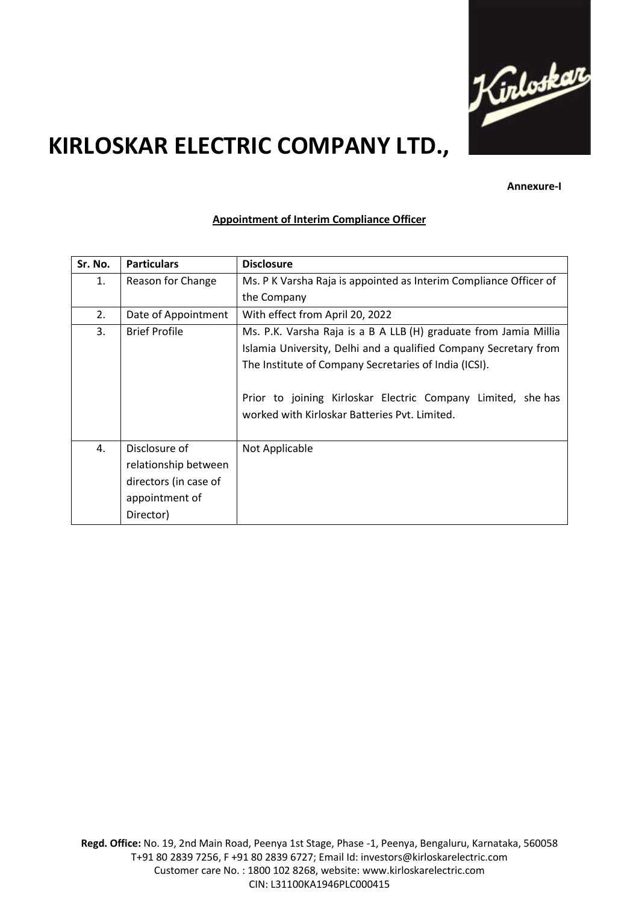# KIRLOSKAR ELECTRIC COMPANY LTD.,

**Annexure-I**

**Appointment of Interim Compliance Officer**

| Sr. No. | Particulars | Disclosure |
|---|---|---|
| 1. | Reason for Change | Ms. P K Varsha Raja is appointed as Interim Compliance Officer of the Company |
| 2. | Date of Appointment | With effect from April 20, 2022 |
| 3. | Brief Profile | Ms. P.K. Varsha Raja is a B A LLB (H) graduate from Jamia Millia Islamia University, Delhi and a qualified Company Secretary from The Institute of Company Secretaries of India (ICSI).<br><br>Prior to joining Kirloskar Electric Company Limited, she has worked with Kirloskar Batteries Pvt. Limited. |
| 4. | Disclosure of relationship between directors (in case of appointment of Director) | Not Applicable |

**Regd. Office:** No. 19, 2nd Main Road, Peenya 1st Stage, Phase -1, Peenya, Bengaluru, Karnataka, 560058
T+91 80 2839 7256, F +91 80 2839 6727; Email Id: investors@kirloskarelectric.com
Customer care No. : 1800 102 8268, website: www.kirloskarelectric.com
CIN: L31100KA1946PLC000415